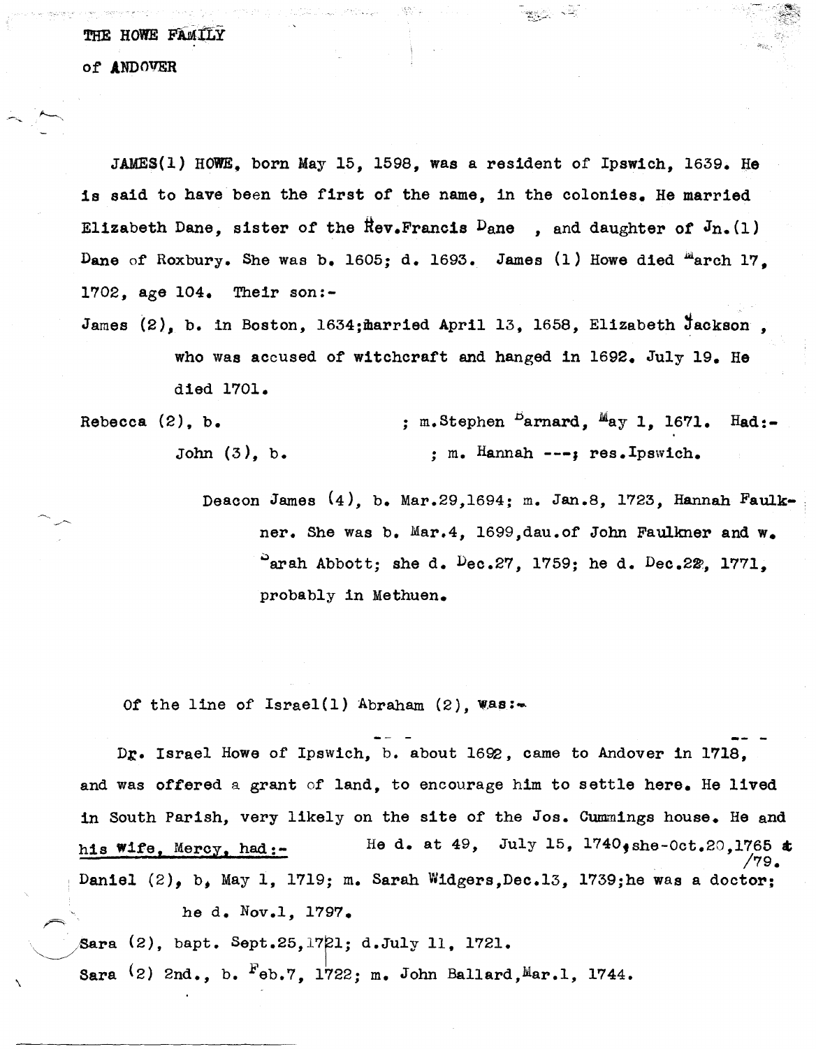# THE HOWE FAMILY

## of ANDOVER

JAMES(1) HOWE, born May 15, 1598, was a resident of Ipswich, 1639. He is said to have been the first of the name, in the colonies. He married Elizabeth Dane, sister of the Rev.Francis Dane , and daughter of Jn.(1) Dane of Roxbury. She was b. 1605; d. 1693. James (1) Howe died March 17, 1702, age 104. Their son:-

James (2), b. in Boston, 1634;married April 13, 1658, Elizabeth Jackson , who was accused of witchcraft and hanged in 1692. July 19. He died 1701.

Rebecca (2), b. ; m.Stephen Barnard, May 1, 1671. Had:-

John (3), b. ; m. Hannah ---; res.Ipswich.

Deacon James (4), b. Mar.29,1694; m. Jan.8, 1723, Hannah Faulkner. She was b. Mar.4, 1699,dau.of John Faulkner and w. Sarah Abbott; she d. Dec.27, 1759; he d. Dec.22, 1771, probably in Methuen.

Of the line of Israel(1) Abraham (2), was:-

Dr. Israel Howe of Ipswich, b. about 1692, came to Andover in 1718, and was offered a grant of land, to encourage him to settle here. He lived in South Parish, very likely on the site of the Jos. Cummings house. He and <u>his wife, Mercy, had:-</u> He d. at 49, July 15, 1740,she-Oct.20,1765 at /79.

Daniel (2), b, May 1, 1719; m. Sarah Widgers,Dec.13, 1739;he was a doctor; he d. Nov.1, 1797.

Sara (2), bapt. Sept.25,1721; d.July 11, 1721.

Sara (2) 2nd., b. Feb.7, 1722; m. John Ballard,Mar.1, 1744.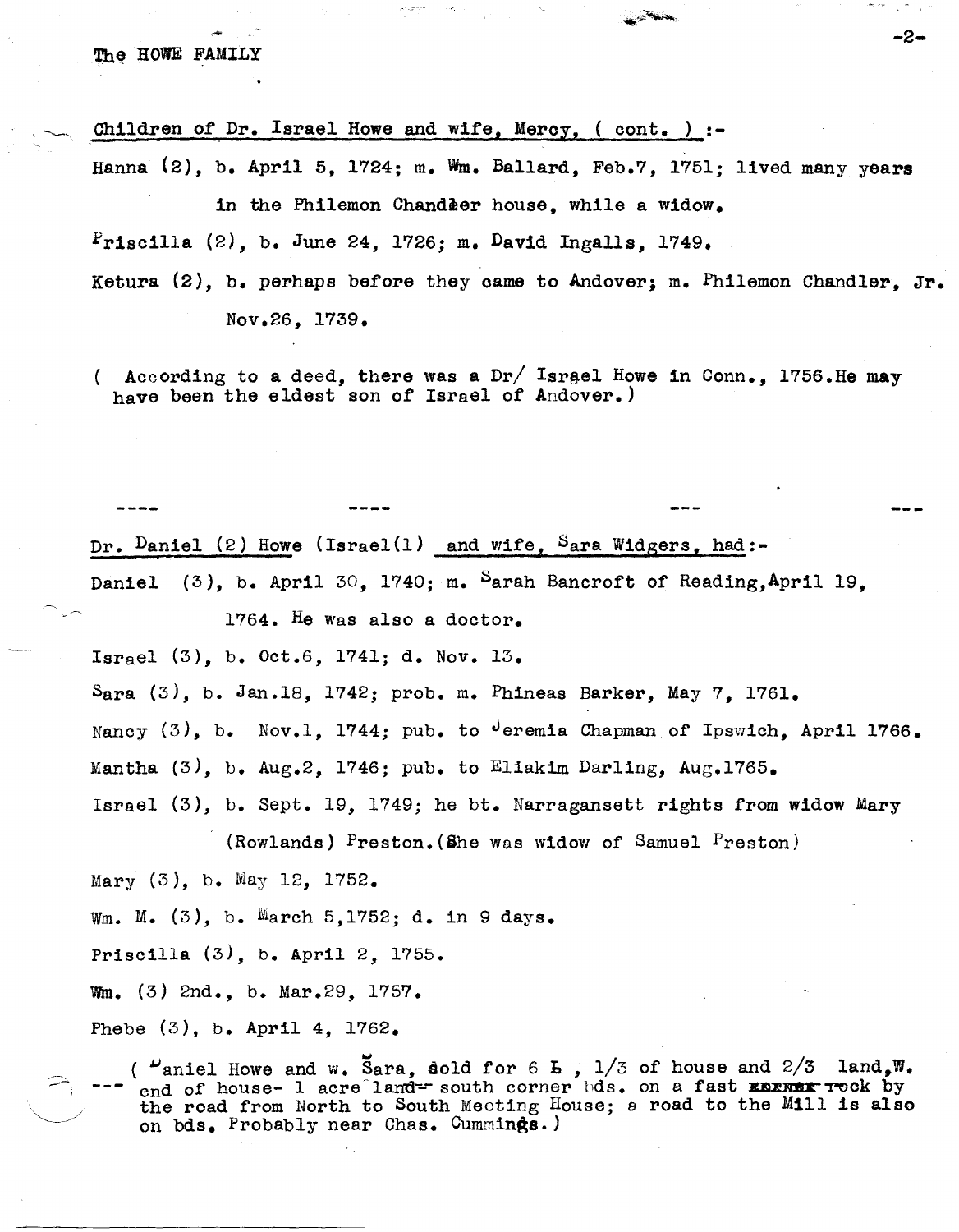Children of Dr. Israel Howe and wife, Mercy, ( cont. ) :-

Hanna (2), b. April 5, 1724; m. Wm. Ballard, Feb.7, 1751; lived many years in the Philemon Chandler house, while a widow.

Priscilla (2), b. June 24, 1726; m. David Ingalls, 1749.

Ketura (2), b. perhaps before they came to Andover; m. Philemon Chandler, Jr. Nov.26, 1739.

( According to a deed, there was a Dr/ Israel Howe in Conn., 1756.He may have been the eldest son of Israel of Andover.)

---

Dr. Daniel (2) Howe (Israel(1) and wife, Sara Widgers, had:-

Daniel (3), b. April 30, 1740; m. Sarah Bancroft of Reading,April 19, 1764. He was also a doctor.

Israel (3), b. Oct.6, 1741; d. Nov. 13.

Sara (3), b. Jan.18, 1742; prob. m. Phineas Barker, May 7, 1761.

Nancy (3), b. Nov.1, 1744; pub. to Jeremia Chapman of Ipswich, April 1766.

Mantha (3), b. Aug.2, 1746; pub. to Eliakim Darling, Aug.1765.

Israel (3), b. Sept. 19, 1749; he bt. Narragansett rights from widow Mary (Rowlands) Preston.(She was widow of Samuel Preston)

Mary (3), b. May 12, 1752.

Wm. M. (3), b. March 5,1752; d. in 9 days.

Priscilla (3), b. April 2, 1755.

Wm. (3) 2nd., b. Mar.29, 1757.

Phebe (3), b. April 4, 1762.

( Daniel Howe and w. Sara, sold for 6 L , 1/3 of house and 2/3 land,W. end of house- 1 acre land- south corner bds. on a fast rock by the road from North to South Meeting House; a road to the Mill is also on bds. Probably near Chas. Cummings.)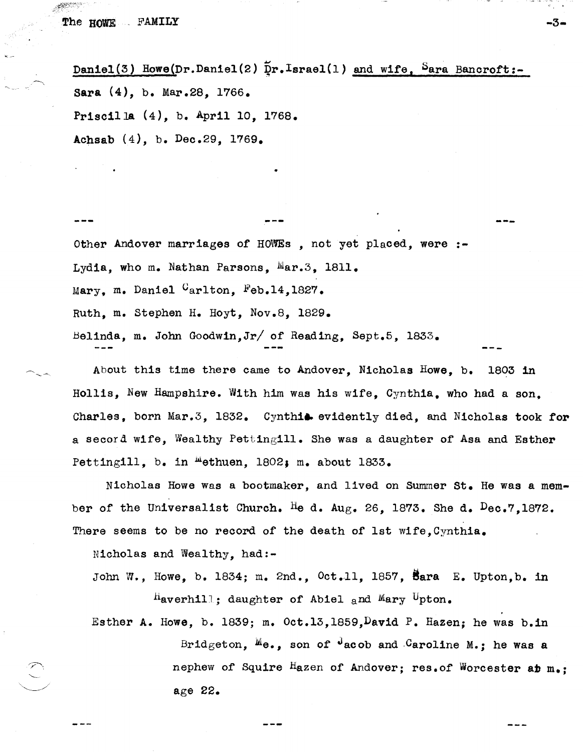Daniel(3) Howe(Dr.Daniel(2) Dr.Israel(1) and wife, Sara Bancroft:-

Sara (4), b. Mar.28, 1766.

Priscilla (4), b. April 10, 1768.

Achsab (4), b. Dec.29, 1769.

--- --- ---

Other Andover marriages of HOWEs , not yet placed, were :-

Lydia, who m. Nathan Parsons, Mar.3, 1811.

Mary, m. Daniel Carlton, Feb.14,1827.

Ruth, m. Stephen H. Hoyt, Nov.8, 1829.

Belinda, m. John Goodwin,Jr/ of Reading, Sept.5, 1833.

--- --- ---

About this time there came to Andover, Nicholas Howe, b. 1803 in Hollis, New Hampshire. With him was his wife, Cynthia, who had a son, Charles, born Mar.3, 1832. Cynthia evidently died, and Nicholas took for a secord wife, Wealthy Pettingill. She was a daughter of Asa and Esther Pettingill, b. in Methuen, 1802; m. about 1833.

Nicholas Howe was a bootmaker, and lived on Summer St. He was a member of the Universalist Church. He d. Aug. 26, 1873. She d. Dec.7,1872. There seems to be no record of the death of 1st wife,Cynthia.

Nicholas and Wealthy, had:-

John W., Howe, b. 1834; m. 2nd., Oct.11, 1857, Sara E. Upton,b. in Haverhill; daughter of Abiel and Mary Upton.

Esther A. Howe, b. 1839; m. Oct.13,1859,David P. Hazen; he was b.in Bridgeton, Me., son of Jacob and Caroline M.; he was a nephew of Squire Hazen of Andover; res.of Worcester at m.; age 22.

--- --- ---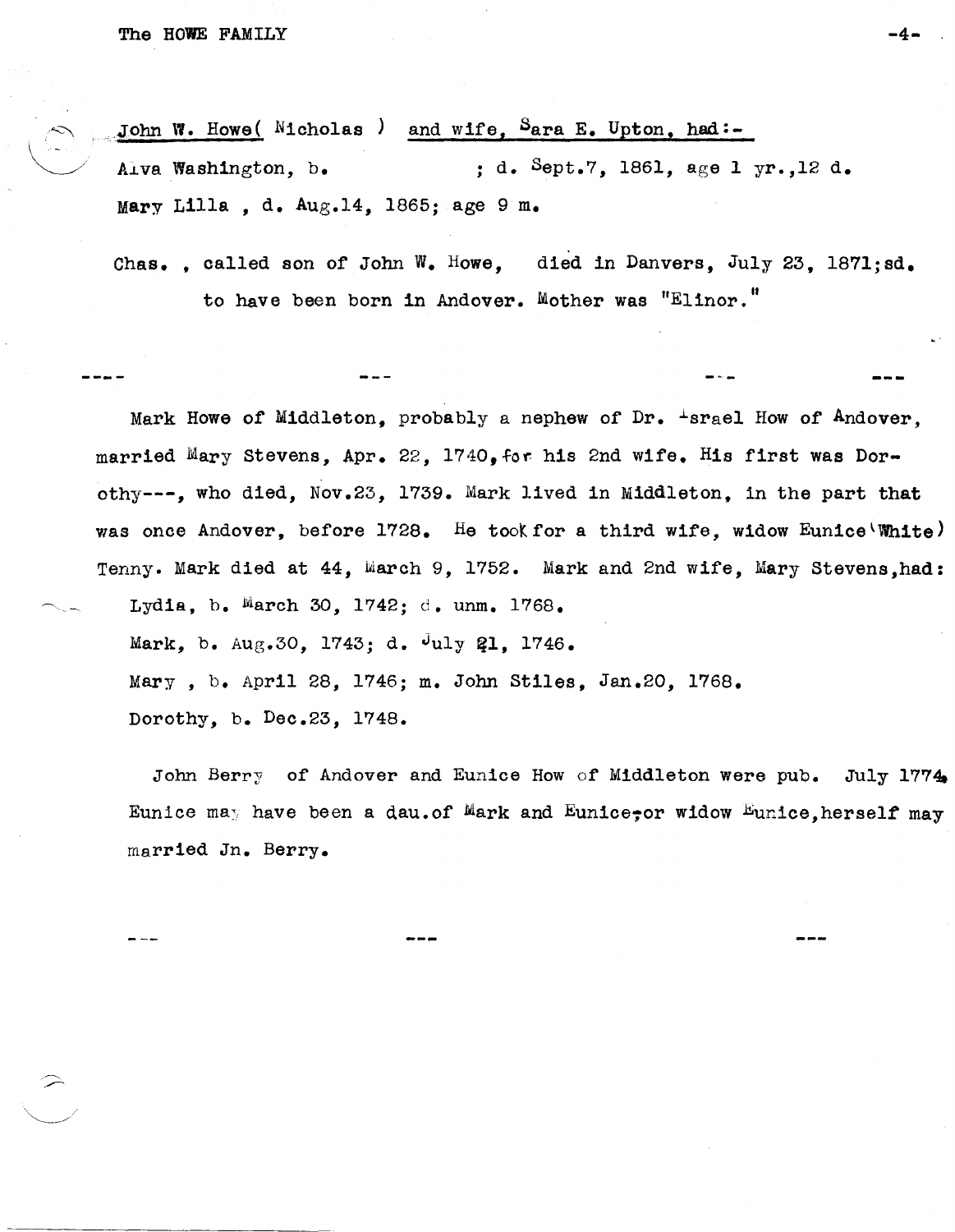John W. Howe( Nicholas ) and wife, Sara E. Upton, had:-

Alva Washington, b. ; d. Sept.7, 1861, age 1 yr.,12 d.

Mary Lilla , d. Aug.14, 1865; age 9 m.

Chas. , called son of John W. Howe, died in Danvers, July 23, 1871;sd. to have been born in Andover. Mother was "Elinor."

---

Mark Howe of Middleton, probably a nephew of Dr. Israel How of Andover, married Mary Stevens, Apr. 22, 1740, for his 2nd wife. His first was Dorothy---, who died, Nov.23, 1739. Mark lived in Middleton, in the part that was once Andover, before 1728. He took for a third wife, widow Eunice(White) Tenny. Mark died at 44, March 9, 1752. Mark and 2nd wife, Mary Stevens,had:

Lydia, b. March 30, 1742; d. unm. 1768.

Mark, b. Aug.30, 1743; d. July 21, 1746.

Mary , b. April 28, 1746; m. John Stiles, Jan.20, 1768.

Dorothy, b. Dec.23, 1748.

John Berry of Andover and Eunice How of Middleton were pub. July 1774. Eunice may have been a dau.of Mark and Eunice, or widow Eunice,herself may married Jn. Berry.

---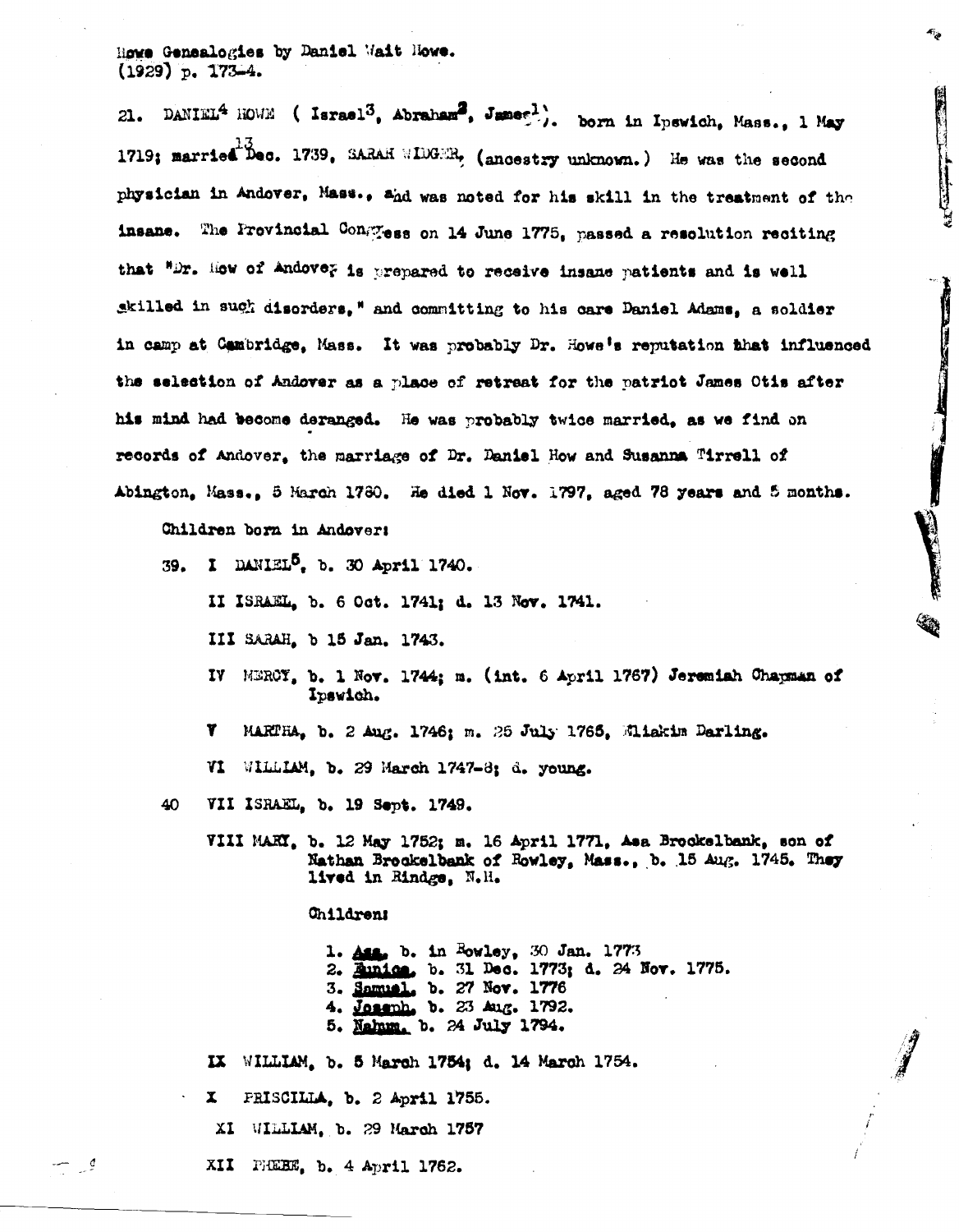Howe Genealogies by Daniel Wait Howe.
(1929) p. 173-4.

21. DANIEL[4] HOWE ( Israel[3], Abraham[2], James[1] ). born in Ipswich, Mass., 1 May 1719; married 13 Dec. 1739, SARAH WIDGER, (ancestry unknown.) He was the second physician in Andover, Mass., and was noted for his skill in the treatment of the insane. The Provincial Congress on 14 June 1775, passed a resolution reciting that "Dr. How of Andover is prepared to receive insane patients and is well skilled in such disorders," and committing to his care Daniel Adams, a soldier in camp at Cambridge, Mass. It was probably Dr. Howe's reputation that influenced the selection of Andover as a place of retreat for the patriot James Otis after his mind had become deranged. He was probably twice married, as we find on records of Andover, the marriage of Dr. Daniel How and Susanna Tirrell of Abington, Mass., 5 March 1780. He died 1 Nov. 1797, aged 78 years and 5 months.

Children born in Andover:

39. I DANIEL[5], b. 30 April 1740.

II ISRAEL, b. 6 Oct. 1741; d. 13 Nov. 1741.

III SARAH, b 15 Jan. 1743.

IV MERCY, b. 1 Nov. 1744; m. (int. 6 April 1767) Jeremiah Chapman of Ipswich.

V MARTHA, b. 2 Aug. 1746; m. 25 July 1765, Eliakim Darling.

VI WILLIAM, b. 29 March 1747-8; d. young.

40 VII ISRAEL, b. 19 Sept. 1749.

VIII MARY, b. 12 May 1752; m. 16 April 1771, Asa Brockelbank, son of Nathan Brockelbank of Rowley, Mass., b. 15 Aug. 1745. They lived in Rindge, N.H.

Children:

1. Asa, b. in Rowley, 30 Jan. 1773
2. Eunice, b. 31 Dec. 1773; d. 24 Nov. 1775.
3. Samuel, b. 27 Nov. 1776
4. Joseph, b. 23 Aug. 1792.
5. Nahum, b. 24 July 1794.

IX WILLIAM, b. 5 March 1754; d. 14 March 1754.

X PRISCILLA, b. 2 April 1755.

XI WILLIAM, b. 29 March 1757

XII PHEBE, b. 4 April 1762.